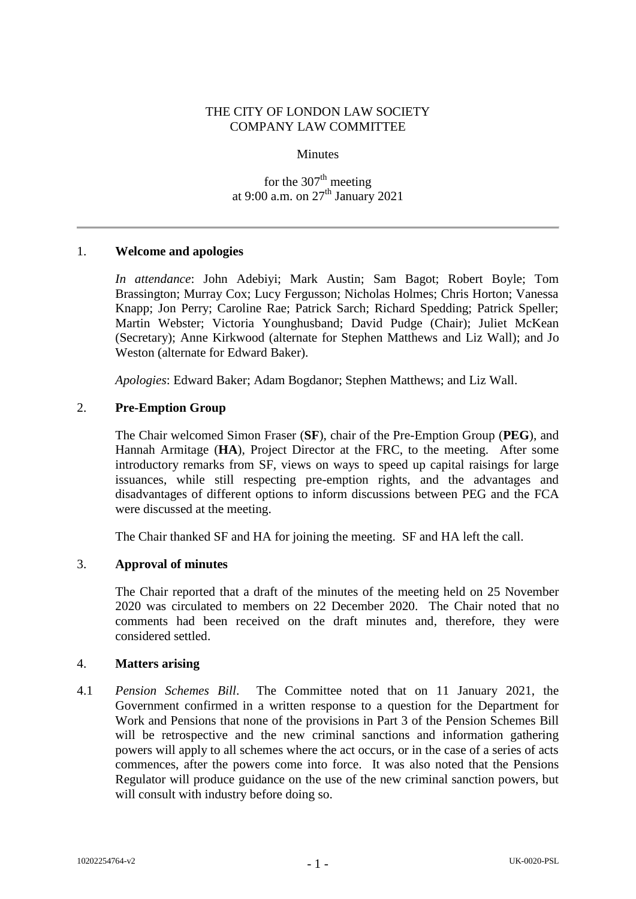THE CITY OF LONDON LAW SOCIETY
COMPANY LAW COMMITTEE

Minutes

for the 307th meeting
at 9:00 a.m. on 27th January 2021

---

## 1. Welcome and apologies

*In attendance*: John Adebiyi; Mark Austin; Sam Bagot; Robert Boyle; Tom Brassington; Murray Cox; Lucy Fergusson; Nicholas Holmes; Chris Horton; Vanessa Knapp; Jon Perry; Caroline Rae; Patrick Sarch; Richard Spedding; Patrick Speller; Martin Webster; Victoria Younghusband; David Pudge (Chair); Juliet McKean (Secretary); Anne Kirkwood (alternate for Stephen Matthews and Liz Wall); and Jo Weston (alternate for Edward Baker).

*Apologies*: Edward Baker; Adam Bogdanor; Stephen Matthews; and Liz Wall.

## 2. Pre-Emption Group

The Chair welcomed Simon Fraser (**SF**), chair of the Pre-Emption Group (**PEG**), and Hannah Armitage (**HA**), Project Director at the FRC, to the meeting. After some introductory remarks from SF, views on ways to speed up capital raisings for large issuances, while still respecting pre-emption rights, and the advantages and disadvantages of different options to inform discussions between PEG and the FCA were discussed at the meeting.

The Chair thanked SF and HA for joining the meeting. SF and HA left the call.

## 3. Approval of minutes

The Chair reported that a draft of the minutes of the meeting held on 25 November 2020 was circulated to members on 22 December 2020. The Chair noted that no comments had been received on the draft minutes and, therefore, they were considered settled.

## 4. Matters arising

4.1 *Pension Schemes Bill*. The Committee noted that on 11 January 2021, the Government confirmed in a written response to a question for the Department for Work and Pensions that none of the provisions in Part 3 of the Pension Schemes Bill will be retrospective and the new criminal sanctions and information gathering powers will apply to all schemes where the act occurs, or in the case of a series of acts commences, after the powers come into force. It was also noted that the Pensions Regulator will produce guidance on the use of the new criminal sanction powers, but will consult with industry before doing so.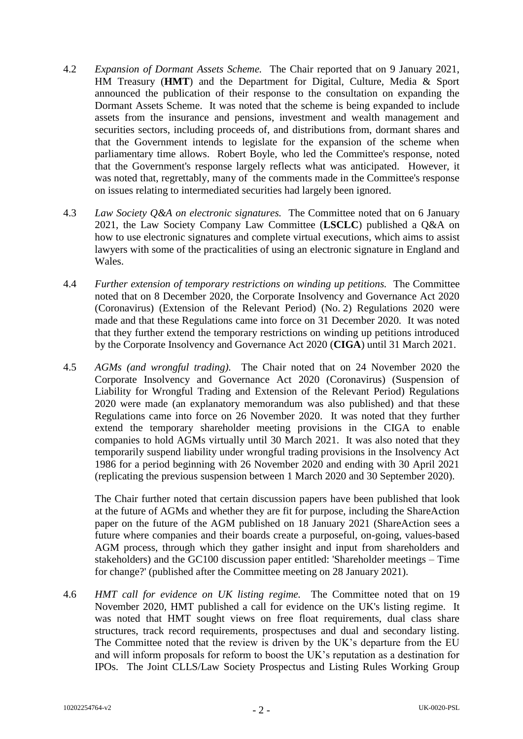4.2 *Expansion of Dormant Assets Scheme.* The Chair reported that on 9 January 2021, HM Treasury (**HMT**) and the Department for Digital, Culture, Media & Sport announced the publication of their response to the consultation on expanding the Dormant Assets Scheme. It was noted that the scheme is being expanded to include assets from the insurance and pensions, investment and wealth management and securities sectors, including proceeds of, and distributions from, dormant shares and that the Government intends to legislate for the expansion of the scheme when parliamentary time allows. Robert Boyle, who led the Committee's response, noted that the Government's response largely reflects what was anticipated. However, it was noted that, regrettably, many of the comments made in the Committee's response on issues relating to intermediated securities had largely been ignored.

4.3 *Law Society Q&A on electronic signatures.* The Committee noted that on 6 January 2021, the Law Society Company Law Committee (**LSCLC**) published a Q&A on how to use electronic signatures and complete virtual executions, which aims to assist lawyers with some of the practicalities of using an electronic signature in England and Wales.

4.4 *Further extension of temporary restrictions on winding up petitions.* The Committee noted that on 8 December 2020, the Corporate Insolvency and Governance Act 2020 (Coronavirus) (Extension of the Relevant Period) (No. 2) Regulations 2020 were made and that these Regulations came into force on 31 December 2020. It was noted that they further extend the temporary restrictions on winding up petitions introduced by the Corporate Insolvency and Governance Act 2020 (**CIGA**) until 31 March 2021.

4.5 *AGMs (and wrongful trading).* The Chair noted that on 24 November 2020 the Corporate Insolvency and Governance Act 2020 (Coronavirus) (Suspension of Liability for Wrongful Trading and Extension of the Relevant Period) Regulations 2020 were made (an explanatory memorandum was also published) and that these Regulations came into force on 26 November 2020. It was noted that they further extend the temporary shareholder meeting provisions in the CIGA to enable companies to hold AGMs virtually until 30 March 2021. It was also noted that they temporarily suspend liability under wrongful trading provisions in the Insolvency Act 1986 for a period beginning with 26 November 2020 and ending with 30 April 2021 (replicating the previous suspension between 1 March 2020 and 30 September 2020).

The Chair further noted that certain discussion papers have been published that look at the future of AGMs and whether they are fit for purpose, including the ShareAction paper on the future of the AGM published on 18 January 2021 (ShareAction sees a future where companies and their boards create a purposeful, on-going, values-based AGM process, through which they gather insight and input from shareholders and stakeholders) and the GC100 discussion paper entitled: 'Shareholder meetings – Time for change?' (published after the Committee meeting on 28 January 2021).

4.6 *HMT call for evidence on UK listing regime.* The Committee noted that on 19 November 2020, HMT published a call for evidence on the UK's listing regime. It was noted that HMT sought views on free float requirements, dual class share structures, track record requirements, prospectuses and dual and secondary listing. The Committee noted that the review is driven by the UK's departure from the EU and will inform proposals for reform to boost the UK's reputation as a destination for IPOs. The Joint CLLS/Law Society Prospectus and Listing Rules Working Group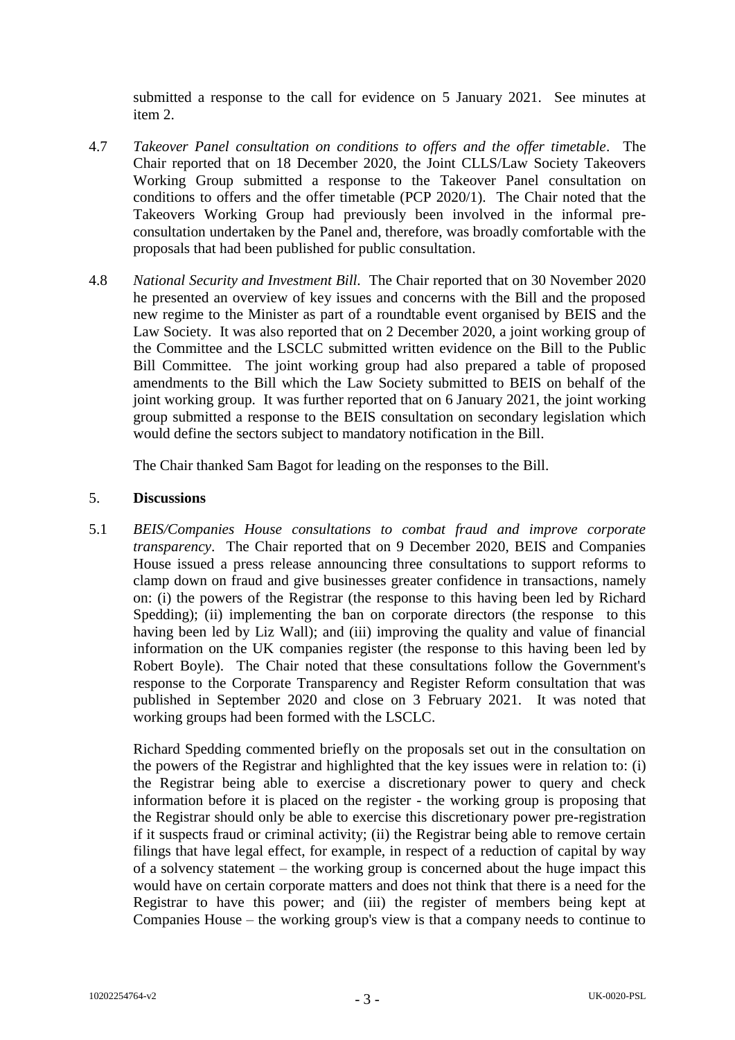submitted a response to the call for evidence on 5 January 2021. See minutes at item 2.

4.7 *Takeover Panel consultation on conditions to offers and the offer timetable*. The Chair reported that on 18 December 2020, the Joint CLLS/Law Society Takeovers Working Group submitted a response to the Takeover Panel consultation on conditions to offers and the offer timetable (PCP 2020/1). The Chair noted that the Takeovers Working Group had previously been involved in the informal pre-consultation undertaken by the Panel and, therefore, was broadly comfortable with the proposals that had been published for public consultation.

4.8 *National Security and Investment Bill*. The Chair reported that on 30 November 2020 he presented an overview of key issues and concerns with the Bill and the proposed new regime to the Minister as part of a roundtable event organised by BEIS and the Law Society. It was also reported that on 2 December 2020, a joint working group of the Committee and the LSCLC submitted written evidence on the Bill to the Public Bill Committee. The joint working group had also prepared a table of proposed amendments to the Bill which the Law Society submitted to BEIS on behalf of the joint working group. It was further reported that on 6 January 2021, the joint working group submitted a response to the BEIS consultation on secondary legislation which would define the sectors subject to mandatory notification in the Bill.

The Chair thanked Sam Bagot for leading on the responses to the Bill.

## 5. Discussions

5.1 *BEIS/Companies House consultations to combat fraud and improve corporate transparency*. The Chair reported that on 9 December 2020, BEIS and Companies House issued a press release announcing three consultations to support reforms to clamp down on fraud and give businesses greater confidence in transactions, namely on: (i) the powers of the Registrar (the response to this having been led by Richard Spedding); (ii) implementing the ban on corporate directors (the response to this having been led by Liz Wall); and (iii) improving the quality and value of financial information on the UK companies register (the response to this having been led by Robert Boyle). The Chair noted that these consultations follow the Government's response to the Corporate Transparency and Register Reform consultation that was published in September 2020 and close on 3 February 2021. It was noted that working groups had been formed with the LSCLC.

Richard Spedding commented briefly on the proposals set out in the consultation on the powers of the Registrar and highlighted that the key issues were in relation to: (i) the Registrar being able to exercise a discretionary power to query and check information before it is placed on the register - the working group is proposing that the Registrar should only be able to exercise this discretionary power pre-registration if it suspects fraud or criminal activity; (ii) the Registrar being able to remove certain filings that have legal effect, for example, in respect of a reduction of capital by way of a solvency statement – the working group is concerned about the huge impact this would have on certain corporate matters and does not think that there is a need for the Registrar to have this power; and (iii) the register of members being kept at Companies House – the working group's view is that a company needs to continue to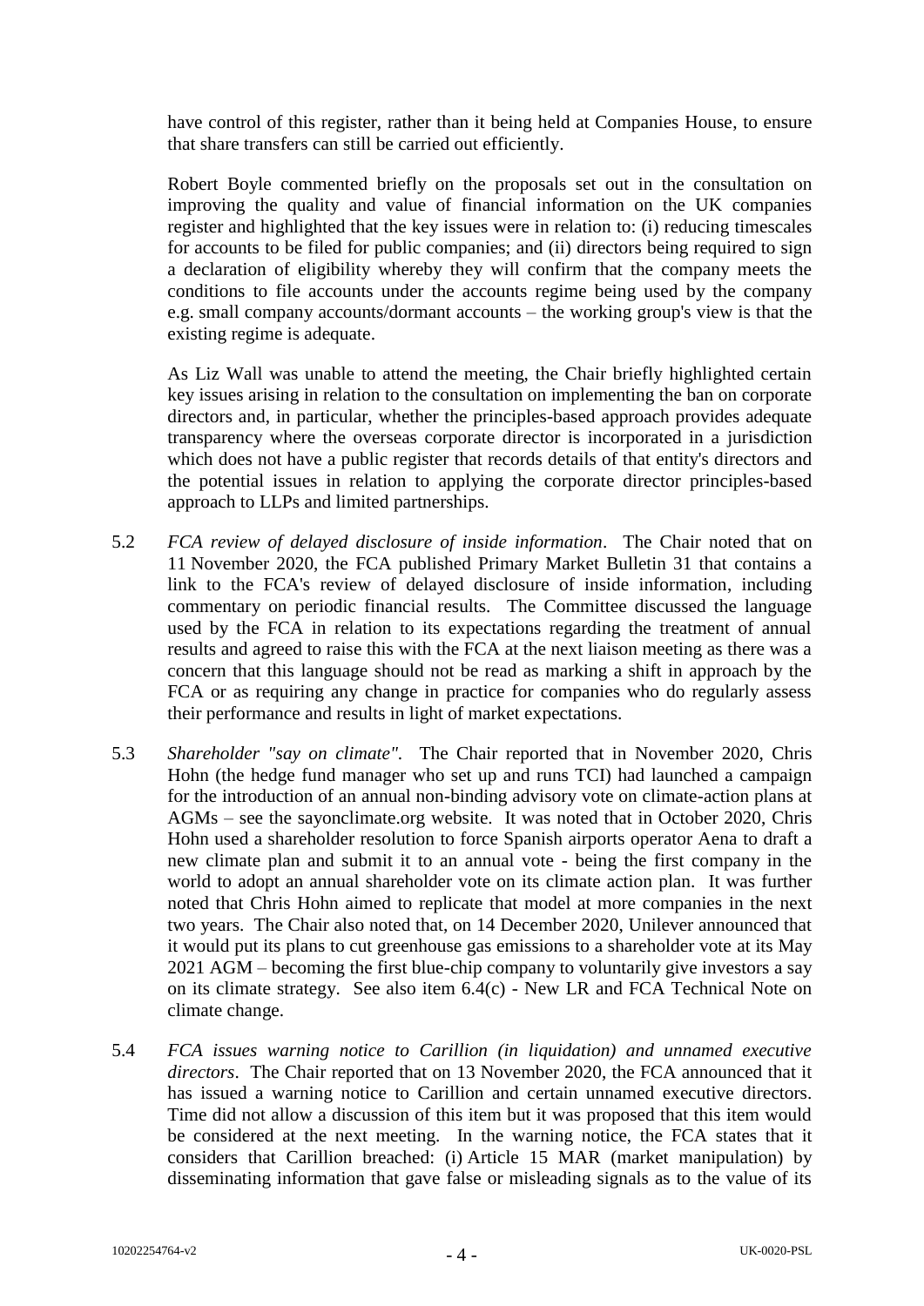have control of this register, rather than it being held at Companies House, to ensure that share transfers can still be carried out efficiently.

Robert Boyle commented briefly on the proposals set out in the consultation on improving the quality and value of financial information on the UK companies register and highlighted that the key issues were in relation to: (i) reducing timescales for accounts to be filed for public companies; and (ii) directors being required to sign a declaration of eligibility whereby they will confirm that the company meets the conditions to file accounts under the accounts regime being used by the company e.g. small company accounts/dormant accounts – the working group's view is that the existing regime is adequate.

As Liz Wall was unable to attend the meeting, the Chair briefly highlighted certain key issues arising in relation to the consultation on implementing the ban on corporate directors and, in particular, whether the principles-based approach provides adequate transparency where the overseas corporate director is incorporated in a jurisdiction which does not have a public register that records details of that entity's directors and the potential issues in relation to applying the corporate director principles-based approach to LLPs and limited partnerships.

5.2 *FCA review of delayed disclosure of inside information*. The Chair noted that on 11 November 2020, the FCA published Primary Market Bulletin 31 that contains a link to the FCA's review of delayed disclosure of inside information, including commentary on periodic financial results. The Committee discussed the language used by the FCA in relation to its expectations regarding the treatment of annual results and agreed to raise this with the FCA at the next liaison meeting as there was a concern that this language should not be read as marking a shift in approach by the FCA or as requiring any change in practice for companies who do regularly assess their performance and results in light of market expectations.

5.3 *Shareholder "say on climate"*. The Chair reported that in November 2020, Chris Hohn (the hedge fund manager who set up and runs TCI) had launched a campaign for the introduction of an annual non-binding advisory vote on climate-action plans at AGMs – see the sayonclimate.org website. It was noted that in October 2020, Chris Hohn used a shareholder resolution to force Spanish airports operator Aena to draft a new climate plan and submit it to an annual vote - being the first company in the world to adopt an annual shareholder vote on its climate action plan. It was further noted that Chris Hohn aimed to replicate that model at more companies in the next two years. The Chair also noted that, on 14 December 2020, Unilever announced that it would put its plans to cut greenhouse gas emissions to a shareholder vote at its May 2021 AGM – becoming the first blue-chip company to voluntarily give investors a say on its climate strategy. See also item 6.4(c) - New LR and FCA Technical Note on climate change.

5.4 *FCA issues warning notice to Carillion (in liquidation) and unnamed executive directors*. The Chair reported that on 13 November 2020, the FCA announced that it has issued a warning notice to Carillion and certain unnamed executive directors. Time did not allow a discussion of this item but it was proposed that this item would be considered at the next meeting. In the warning notice, the FCA states that it considers that Carillion breached: (i) Article 15 MAR (market manipulation) by disseminating information that gave false or misleading signals as to the value of its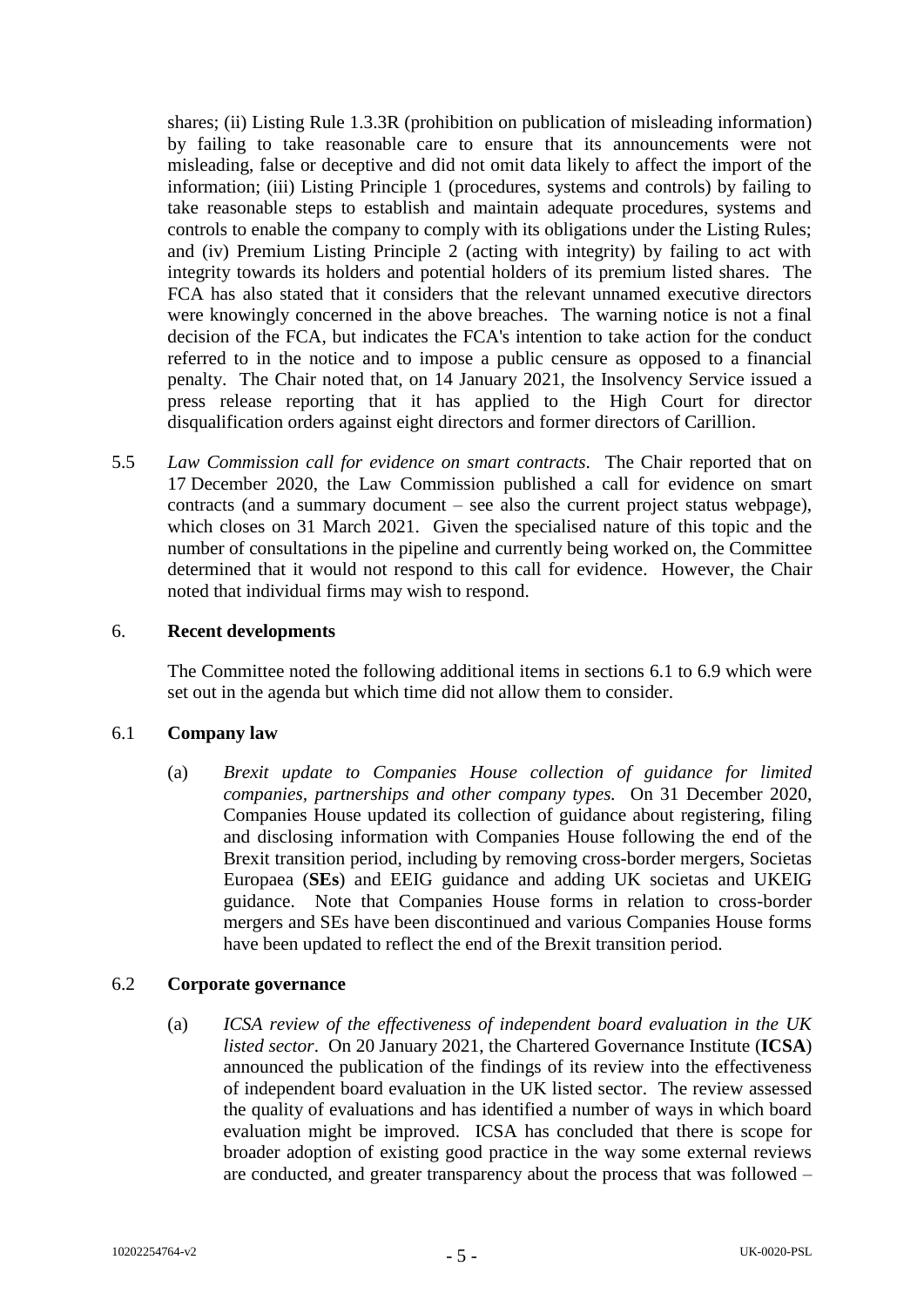shares; (ii) Listing Rule 1.3.3R (prohibition on publication of misleading information) by failing to take reasonable care to ensure that its announcements were not misleading, false or deceptive and did not omit data likely to affect the import of the information; (iii) Listing Principle 1 (procedures, systems and controls) by failing to take reasonable steps to establish and maintain adequate procedures, systems and controls to enable the company to comply with its obligations under the Listing Rules; and (iv) Premium Listing Principle 2 (acting with integrity) by failing to act with integrity towards its holders and potential holders of its premium listed shares. The FCA has also stated that it considers that the relevant unnamed executive directors were knowingly concerned in the above breaches. The warning notice is not a final decision of the FCA, but indicates the FCA's intention to take action for the conduct referred to in the notice and to impose a public censure as opposed to a financial penalty. The Chair noted that, on 14 January 2021, the Insolvency Service issued a press release reporting that it has applied to the High Court for director disqualification orders against eight directors and former directors of Carillion.

5.5 *Law Commission call for evidence on smart contracts*. The Chair reported that on 17 December 2020, the Law Commission published a call for evidence on smart contracts (and a summary document – see also the current project status webpage), which closes on 31 March 2021. Given the specialised nature of this topic and the number of consultations in the pipeline and currently being worked on, the Committee determined that it would not respond to this call for evidence. However, the Chair noted that individual firms may wish to respond.

## 6. Recent developments

The Committee noted the following additional items in sections 6.1 to 6.9 which were set out in the agenda but which time did not allow them to consider.

### 6.1 Company law

(a) *Brexit update to Companies House collection of guidance for limited companies, partnerships and other company types.* On 31 December 2020, Companies House updated its collection of guidance about registering, filing and disclosing information with Companies House following the end of the Brexit transition period, including by removing cross-border mergers, Societas Europaea (**SEs**) and EEIG guidance and adding UK societas and UKEIG guidance. Note that Companies House forms in relation to cross-border mergers and SEs have been discontinued and various Companies House forms have been updated to reflect the end of the Brexit transition period.

### 6.2 Corporate governance

(a) *ICSA review of the effectiveness of independent board evaluation in the UK listed sector*. On 20 January 2021, the Chartered Governance Institute (**ICSA**) announced the publication of the findings of its review into the effectiveness of independent board evaluation in the UK listed sector. The review assessed the quality of evaluations and has identified a number of ways in which board evaluation might be improved. ICSA has concluded that there is scope for broader adoption of existing good practice in the way some external reviews are conducted, and greater transparency about the process that was followed –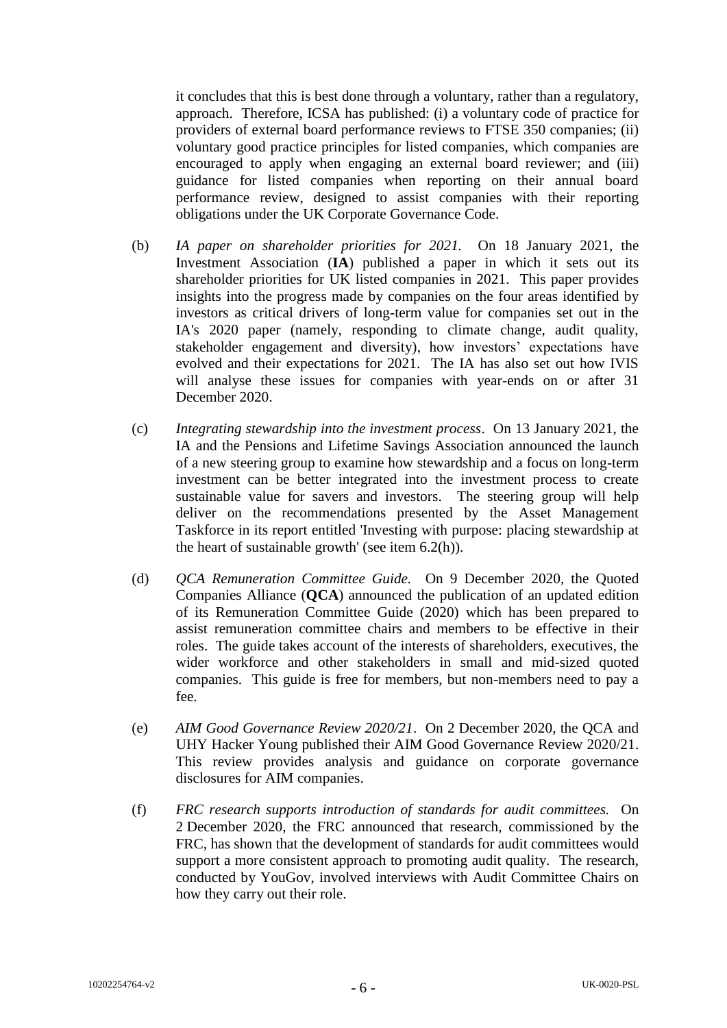it concludes that this is best done through a voluntary, rather than a regulatory, approach. Therefore, ICSA has published: (i) a voluntary code of practice for providers of external board performance reviews to FTSE 350 companies; (ii) voluntary good practice principles for listed companies, which companies are encouraged to apply when engaging an external board reviewer; and (iii) guidance for listed companies when reporting on their annual board performance review, designed to assist companies with their reporting obligations under the UK Corporate Governance Code.

(b) *IA paper on shareholder priorities for 2021.* On 18 January 2021, the Investment Association (**IA**) published a paper in which it sets out its shareholder priorities for UK listed companies in 2021. This paper provides insights into the progress made by companies on the four areas identified by investors as critical drivers of long-term value for companies set out in the IA's 2020 paper (namely, responding to climate change, audit quality, stakeholder engagement and diversity), how investors' expectations have evolved and their expectations for 2021. The IA has also set out how IVIS will analyse these issues for companies with year-ends on or after 31 December 2020.

(c) *Integrating stewardship into the investment process*. On 13 January 2021, the IA and the Pensions and Lifetime Savings Association announced the launch of a new steering group to examine how stewardship and a focus on long-term investment can be better integrated into the investment process to create sustainable value for savers and investors. The steering group will help deliver on the recommendations presented by the Asset Management Taskforce in its report entitled 'Investing with purpose: placing stewardship at the heart of sustainable growth' (see item 6.2(h)).

(d) *QCA Remuneration Committee Guide.* On 9 December 2020, the Quoted Companies Alliance (**QCA**) announced the publication of an updated edition of its Remuneration Committee Guide (2020) which has been prepared to assist remuneration committee chairs and members to be effective in their roles. The guide takes account of the interests of shareholders, executives, the wider workforce and other stakeholders in small and mid-sized quoted companies. This guide is free for members, but non-members need to pay a fee.

(e) *AIM Good Governance Review 2020/21*. On 2 December 2020, the QCA and UHY Hacker Young published their AIM Good Governance Review 2020/21. This review provides analysis and guidance on corporate governance disclosures for AIM companies.

(f) *FRC research supports introduction of standards for audit committees.* On 2 December 2020, the FRC announced that research, commissioned by the FRC, has shown that the development of standards for audit committees would support a more consistent approach to promoting audit quality. The research, conducted by YouGov, involved interviews with Audit Committee Chairs on how they carry out their role.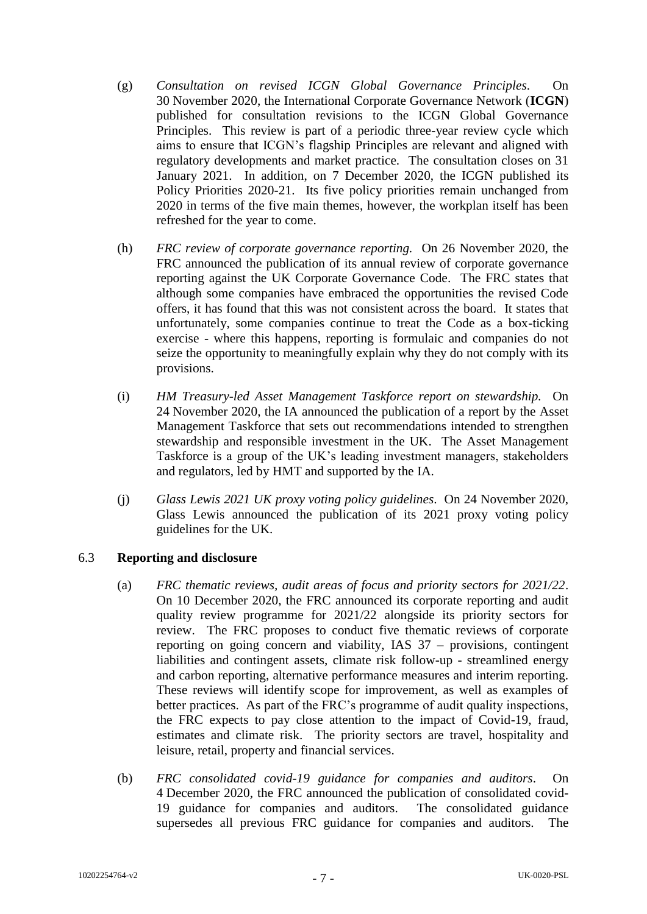(g) *Consultation on revised ICGN Global Governance Principles*. On 30 November 2020, the International Corporate Governance Network (**ICGN**) published for consultation revisions to the ICGN Global Governance Principles. This review is part of a periodic three-year review cycle which aims to ensure that ICGN's flagship Principles are relevant and aligned with regulatory developments and market practice. The consultation closes on 31 January 2021. In addition, on 7 December 2020, the ICGN published its Policy Priorities 2020-21. Its five policy priorities remain unchanged from 2020 in terms of the five main themes, however, the workplan itself has been refreshed for the year to come.

(h) *FRC review of corporate governance reporting.* On 26 November 2020, the FRC announced the publication of its annual review of corporate governance reporting against the UK Corporate Governance Code. The FRC states that although some companies have embraced the opportunities the revised Code offers, it has found that this was not consistent across the board. It states that unfortunately, some companies continue to treat the Code as a box-ticking exercise - where this happens, reporting is formulaic and companies do not seize the opportunity to meaningfully explain why they do not comply with its provisions.

(i) *HM Treasury-led Asset Management Taskforce report on stewardship.* On 24 November 2020, the IA announced the publication of a report by the Asset Management Taskforce that sets out recommendations intended to strengthen stewardship and responsible investment in the UK. The Asset Management Taskforce is a group of the UK's leading investment managers, stakeholders and regulators, led by HMT and supported by the IA.

(j) *Glass Lewis 2021 UK proxy voting policy guidelines*. On 24 November 2020, Glass Lewis announced the publication of its 2021 proxy voting policy guidelines for the UK.

## 6.3 Reporting and disclosure

(a) *FRC thematic reviews, audit areas of focus and priority sectors for 2021/22*. On 10 December 2020, the FRC announced its corporate reporting and audit quality review programme for 2021/22 alongside its priority sectors for review. The FRC proposes to conduct five thematic reviews of corporate reporting on going concern and viability, IAS 37 – provisions, contingent liabilities and contingent assets, climate risk follow-up - streamlined energy and carbon reporting, alternative performance measures and interim reporting. These reviews will identify scope for improvement, as well as examples of better practices. As part of the FRC's programme of audit quality inspections, the FRC expects to pay close attention to the impact of Covid-19, fraud, estimates and climate risk. The priority sectors are travel, hospitality and leisure, retail, property and financial services.

(b) *FRC consolidated covid-19 guidance for companies and auditors*. On 4 December 2020, the FRC announced the publication of consolidated covid-19 guidance for companies and auditors. The consolidated guidance supersedes all previous FRC guidance for companies and auditors. The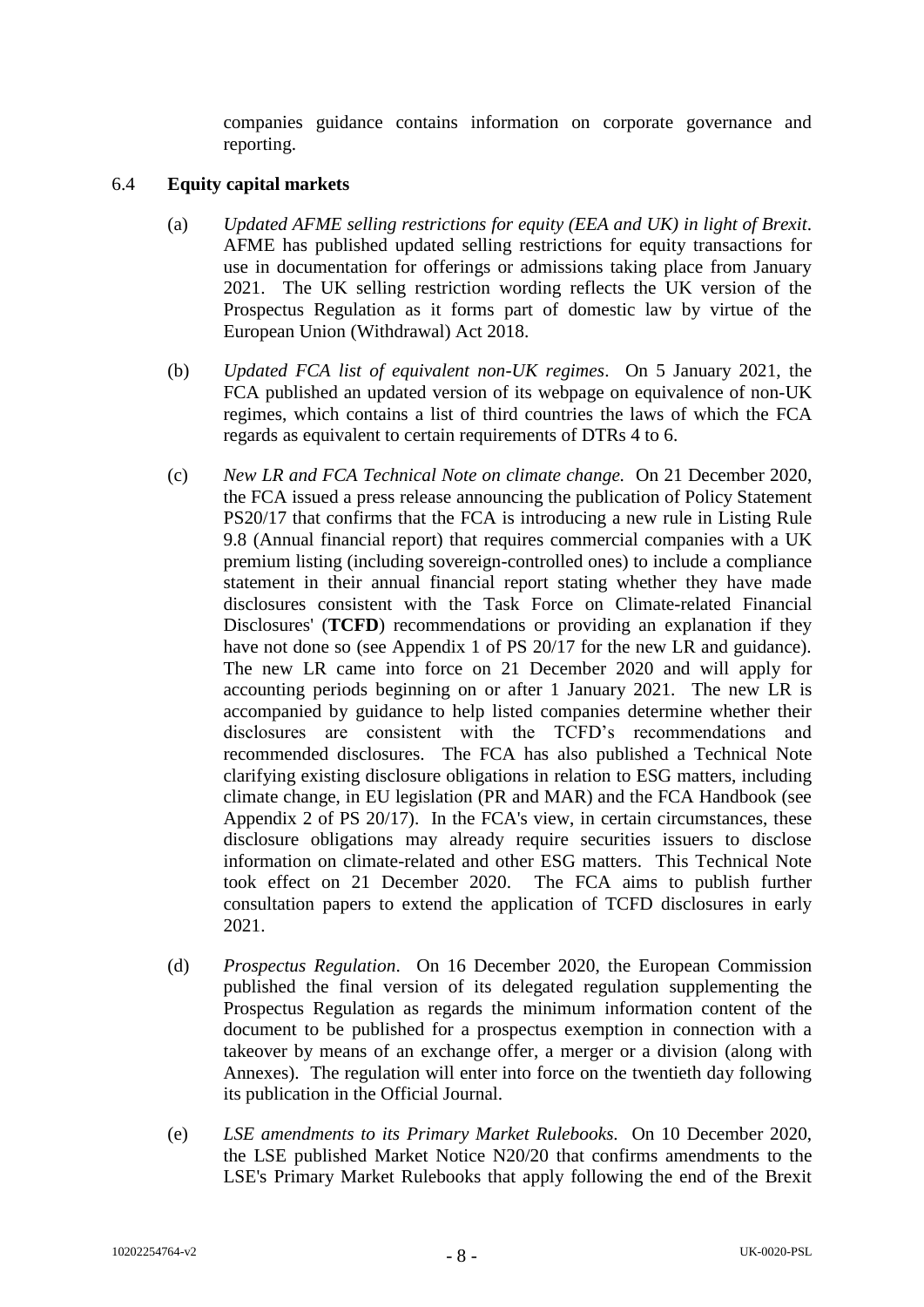companies guidance contains information on corporate governance and reporting.

6.4 **Equity capital markets**

(a) *Updated AFME selling restrictions for equity (EEA and UK) in light of Brexit*. AFME has published updated selling restrictions for equity transactions for use in documentation for offerings or admissions taking place from January 2021. The UK selling restriction wording reflects the UK version of the Prospectus Regulation as it forms part of domestic law by virtue of the European Union (Withdrawal) Act 2018.

(b) *Updated FCA list of equivalent non-UK regimes*. On 5 January 2021, the FCA published an updated version of its webpage on equivalence of non-UK regimes, which contains a list of third countries the laws of which the FCA regards as equivalent to certain requirements of DTRs 4 to 6.

(c) *New LR and FCA Technical Note on climate change.* On 21 December 2020, the FCA issued a press release announcing the publication of Policy Statement PS20/17 that confirms that the FCA is introducing a new rule in Listing Rule 9.8 (Annual financial report) that requires commercial companies with a UK premium listing (including sovereign-controlled ones) to include a compliance statement in their annual financial report stating whether they have made disclosures consistent with the Task Force on Climate-related Financial Disclosures' (**TCFD**) recommendations or providing an explanation if they have not done so (see Appendix 1 of PS 20/17 for the new LR and guidance). The new LR came into force on 21 December 2020 and will apply for accounting periods beginning on or after 1 January 2021. The new LR is accompanied by guidance to help listed companies determine whether their disclosures are consistent with the TCFD's recommendations and recommended disclosures. The FCA has also published a Technical Note clarifying existing disclosure obligations in relation to ESG matters, including climate change, in EU legislation (PR and MAR) and the FCA Handbook (see Appendix 2 of PS 20/17). In the FCA's view, in certain circumstances, these disclosure obligations may already require securities issuers to disclose information on climate-related and other ESG matters. This Technical Note took effect on 21 December 2020. The FCA aims to publish further consultation papers to extend the application of TCFD disclosures in early 2021.

(d) *Prospectus Regulation*. On 16 December 2020, the European Commission published the final version of its delegated regulation supplementing the Prospectus Regulation as regards the minimum information content of the document to be published for a prospectus exemption in connection with a takeover by means of an exchange offer, a merger or a division (along with Annexes). The regulation will enter into force on the twentieth day following its publication in the Official Journal.

(e) *LSE amendments to its Primary Market Rulebooks.* On 10 December 2020, the LSE published Market Notice N20/20 that confirms amendments to the LSE's Primary Market Rulebooks that apply following the end of the Brexit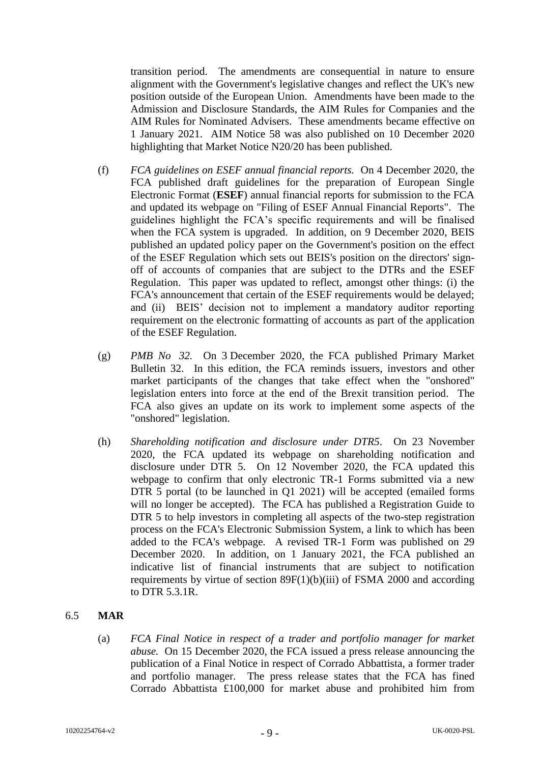transition period. The amendments are consequential in nature to ensure alignment with the Government's legislative changes and reflect the UK's new position outside of the European Union. Amendments have been made to the Admission and Disclosure Standards, the AIM Rules for Companies and the AIM Rules for Nominated Advisers. These amendments became effective on 1 January 2021. AIM Notice 58 was also published on 10 December 2020 highlighting that Market Notice N20/20 has been published.

(f) *FCA guidelines on ESEF annual financial reports.* On 4 December 2020, the FCA published draft guidelines for the preparation of European Single Electronic Format (**ESEF**) annual financial reports for submission to the FCA and updated its webpage on "Filing of ESEF Annual Financial Reports". The guidelines highlight the FCA's specific requirements and will be finalised when the FCA system is upgraded. In addition, on 9 December 2020, BEIS published an updated policy paper on the Government's position on the effect of the ESEF Regulation which sets out BEIS's position on the directors' sign-off of accounts of companies that are subject to the DTRs and the ESEF Regulation. This paper was updated to reflect, amongst other things: (i) the FCA's announcement that certain of the ESEF requirements would be delayed; and (ii) BEIS' decision not to implement a mandatory auditor reporting requirement on the electronic formatting of accounts as part of the application of the ESEF Regulation.

(g) *PMB No 32.* On 3 December 2020, the FCA published Primary Market Bulletin 32. In this edition, the FCA reminds issuers, investors and other market participants of the changes that take effect when the "onshored" legislation enters into force at the end of the Brexit transition period. The FCA also gives an update on its work to implement some aspects of the "onshored" legislation.

(h) *Shareholding notification and disclosure under DTR5*. On 23 November 2020, the FCA updated its webpage on shareholding notification and disclosure under DTR 5. On 12 November 2020, the FCA updated this webpage to confirm that only electronic TR-1 Forms submitted via a new DTR 5 portal (to be launched in Q1 2021) will be accepted (emailed forms will no longer be accepted). The FCA has published a Registration Guide to DTR 5 to help investors in completing all aspects of the two-step registration process on the FCA's Electronic Submission System, a link to which has been added to the FCA's webpage. A revised TR-1 Form was published on 29 December 2020. In addition, on 1 January 2021, the FCA published an indicative list of financial instruments that are subject to notification requirements by virtue of section 89F(1)(b)(iii) of FSMA 2000 and according to DTR 5.3.1R.

## 6.5 MAR

(a) *FCA Final Notice in respect of a trader and portfolio manager for market abuse.* On 15 December 2020, the FCA issued a press release announcing the publication of a Final Notice in respect of Corrado Abbattista, a former trader and portfolio manager. The press release states that the FCA has fined Corrado Abbattista £100,000 for market abuse and prohibited him from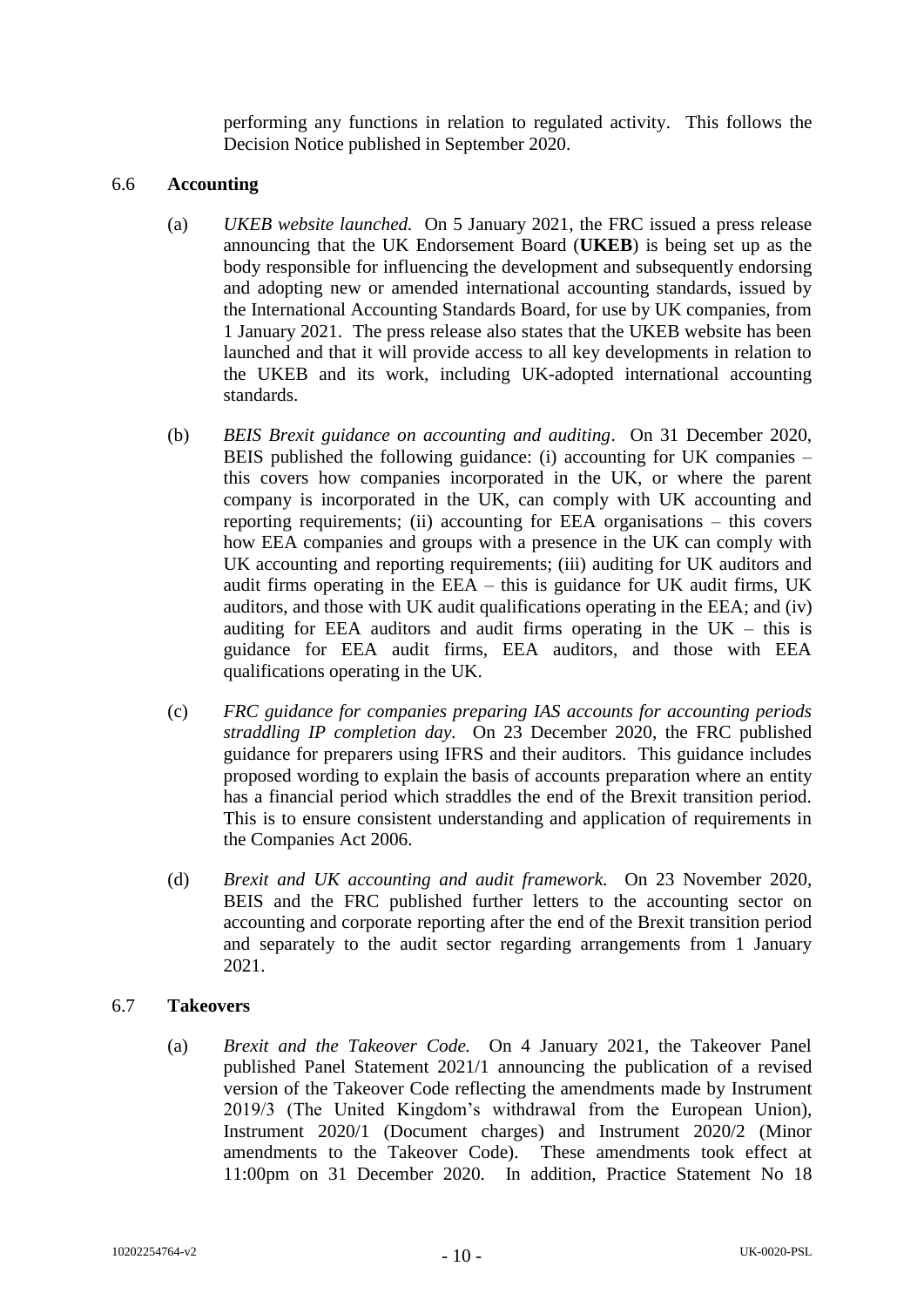performing any functions in relation to regulated activity. This follows the Decision Notice published in September 2020.

### 6.6 **Accounting**

(a) *UKEB website launched.* On 5 January 2021, the FRC issued a press release announcing that the UK Endorsement Board (**UKEB**) is being set up as the body responsible for influencing the development and subsequently endorsing and adopting new or amended international accounting standards, issued by the International Accounting Standards Board, for use by UK companies, from 1 January 2021. The press release also states that the UKEB website has been launched and that it will provide access to all key developments in relation to the UKEB and its work, including UK-adopted international accounting standards.

(b) *BEIS Brexit guidance on accounting and auditing*. On 31 December 2020, BEIS published the following guidance: (i) accounting for UK companies – this covers how companies incorporated in the UK, or where the parent company is incorporated in the UK, can comply with UK accounting and reporting requirements; (ii) accounting for EEA organisations – this covers how EEA companies and groups with a presence in the UK can comply with UK accounting and reporting requirements; (iii) auditing for UK auditors and audit firms operating in the EEA – this is guidance for UK audit firms, UK auditors, and those with UK audit qualifications operating in the EEA; and (iv) auditing for EEA auditors and audit firms operating in the UK – this is guidance for EEA audit firms, EEA auditors, and those with EEA qualifications operating in the UK.

(c) *FRC guidance for companies preparing IAS accounts for accounting periods straddling IP completion day.* On 23 December 2020, the FRC published guidance for preparers using IFRS and their auditors. This guidance includes proposed wording to explain the basis of accounts preparation where an entity has a financial period which straddles the end of the Brexit transition period. This is to ensure consistent understanding and application of requirements in the Companies Act 2006.

(d) *Brexit and UK accounting and audit framework.* On 23 November 2020, BEIS and the FRC published further letters to the accounting sector on accounting and corporate reporting after the end of the Brexit transition period and separately to the audit sector regarding arrangements from 1 January 2021.

### 6.7 **Takeovers**

(a) *Brexit and the Takeover Code.* On 4 January 2021, the Takeover Panel published Panel Statement 2021/1 announcing the publication of a revised version of the Takeover Code reflecting the amendments made by Instrument 2019/3 (The United Kingdom's withdrawal from the European Union), Instrument 2020/1 (Document charges) and Instrument 2020/2 (Minor amendments to the Takeover Code). These amendments took effect at 11:00pm on 31 December 2020. In addition, Practice Statement No 18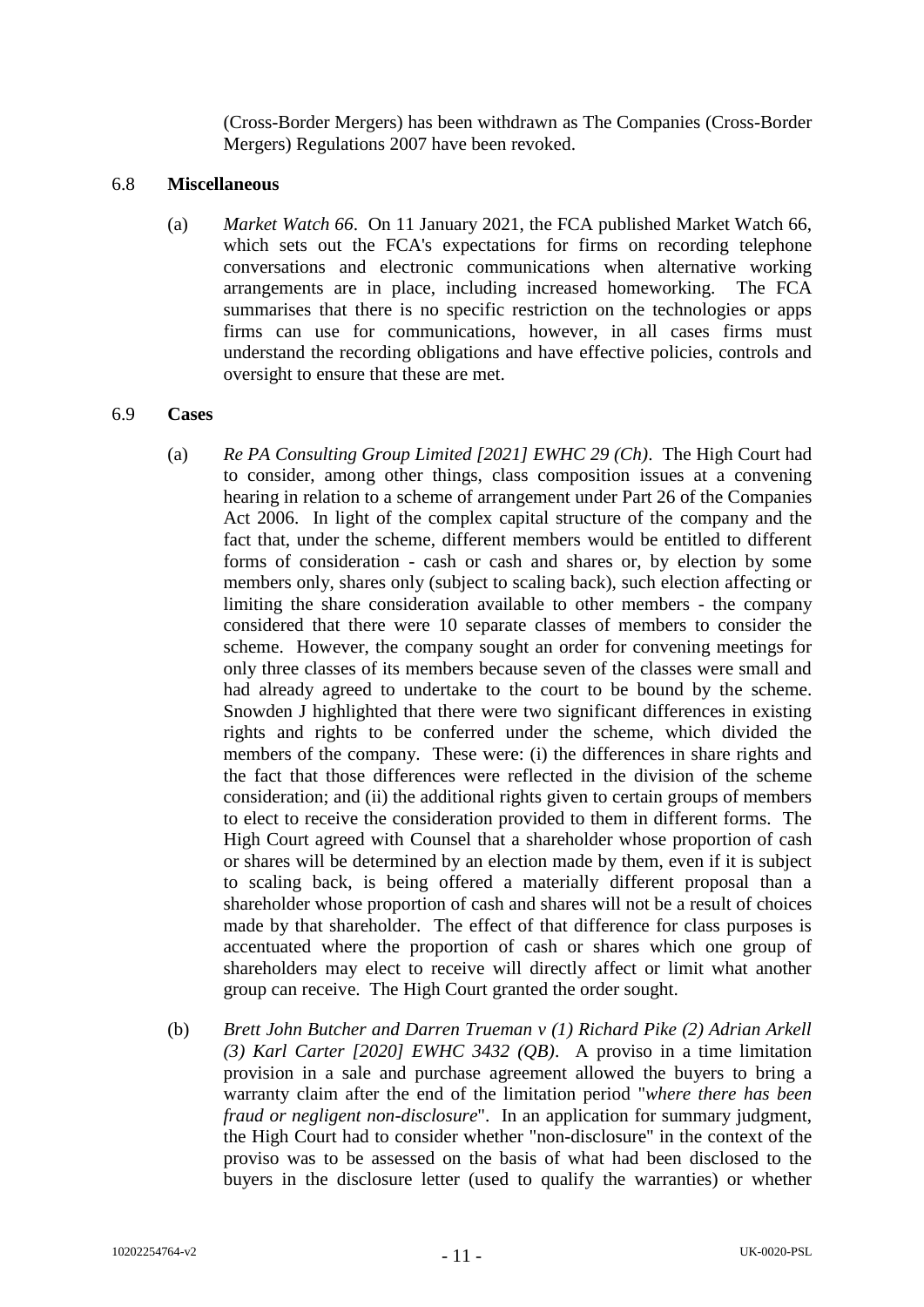(Cross-Border Mergers) has been withdrawn as The Companies (Cross-Border Mergers) Regulations 2007 have been revoked.

6.8 **Miscellaneous**

(a) *Market Watch 66*. On 11 January 2021, the FCA published Market Watch 66, which sets out the FCA's expectations for firms on recording telephone conversations and electronic communications when alternative working arrangements are in place, including increased homeworking. The FCA summarises that there is no specific restriction on the technologies or apps firms can use for communications, however, in all cases firms must understand the recording obligations and have effective policies, controls and oversight to ensure that these are met.

6.9 **Cases**

(a) *Re PA Consulting Group Limited [2021] EWHC 29 (Ch)*. The High Court had to consider, among other things, class composition issues at a convening hearing in relation to a scheme of arrangement under Part 26 of the Companies Act 2006. In light of the complex capital structure of the company and the fact that, under the scheme, different members would be entitled to different forms of consideration - cash or cash and shares or, by election by some members only, shares only (subject to scaling back), such election affecting or limiting the share consideration available to other members - the company considered that there were 10 separate classes of members to consider the scheme. However, the company sought an order for convening meetings for only three classes of its members because seven of the classes were small and had already agreed to undertake to the court to be bound by the scheme. Snowden J highlighted that there were two significant differences in existing rights and rights to be conferred under the scheme, which divided the members of the company. These were: (i) the differences in share rights and the fact that those differences were reflected in the division of the scheme consideration; and (ii) the additional rights given to certain groups of members to elect to receive the consideration provided to them in different forms. The High Court agreed with Counsel that a shareholder whose proportion of cash or shares will be determined by an election made by them, even if it is subject to scaling back, is being offered a materially different proposal than a shareholder whose proportion of cash and shares will not be a result of choices made by that shareholder. The effect of that difference for class purposes is accentuated where the proportion of cash or shares which one group of shareholders may elect to receive will directly affect or limit what another group can receive. The High Court granted the order sought.

(b) *Brett John Butcher and Darren Trueman v (1) Richard Pike (2) Adrian Arkell (3) Karl Carter [2020] EWHC 3432 (QB)*. A proviso in a time limitation provision in a sale and purchase agreement allowed the buyers to bring a warranty claim after the end of the limitation period "*where there has been fraud or negligent non-disclosure*". In an application for summary judgment, the High Court had to consider whether "non-disclosure" in the context of the proviso was to be assessed on the basis of what had been disclosed to the buyers in the disclosure letter (used to qualify the warranties) or whether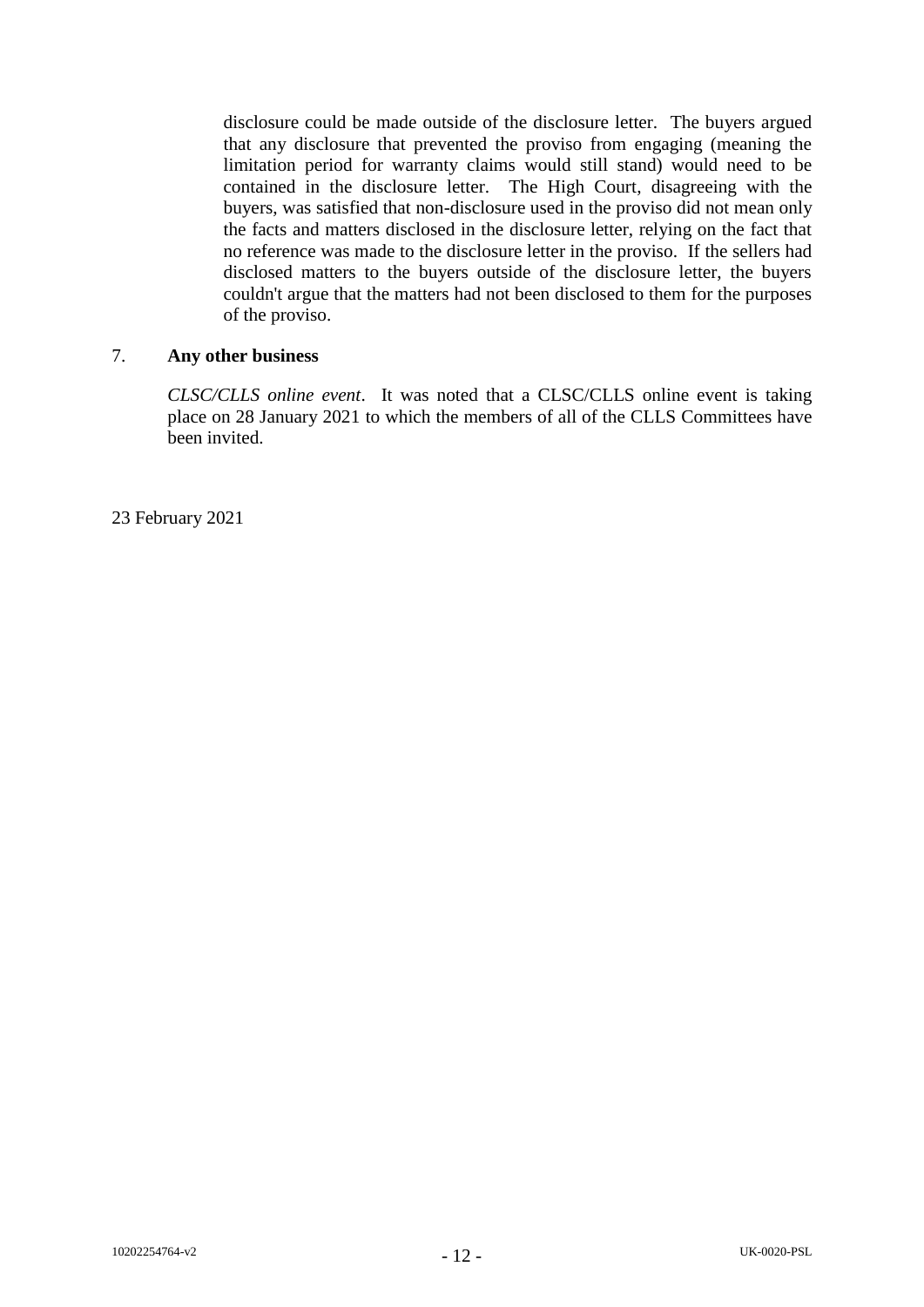disclosure could be made outside of the disclosure letter. The buyers argued that any disclosure that prevented the proviso from engaging (meaning the limitation period for warranty claims would still stand) would need to be contained in the disclosure letter. The High Court, disagreeing with the buyers, was satisfied that non-disclosure used in the proviso did not mean only the facts and matters disclosed in the disclosure letter, relying on the fact that no reference was made to the disclosure letter in the proviso. If the sellers had disclosed matters to the buyers outside of the disclosure letter, the buyers couldn't argue that the matters had not been disclosed to them for the purposes of the proviso.

7. **Any other business**

*CLSC/CLLS online event*. It was noted that a CLSC/CLLS online event is taking place on 28 January 2021 to which the members of all of the CLLS Committees have been invited.

23 February 2021